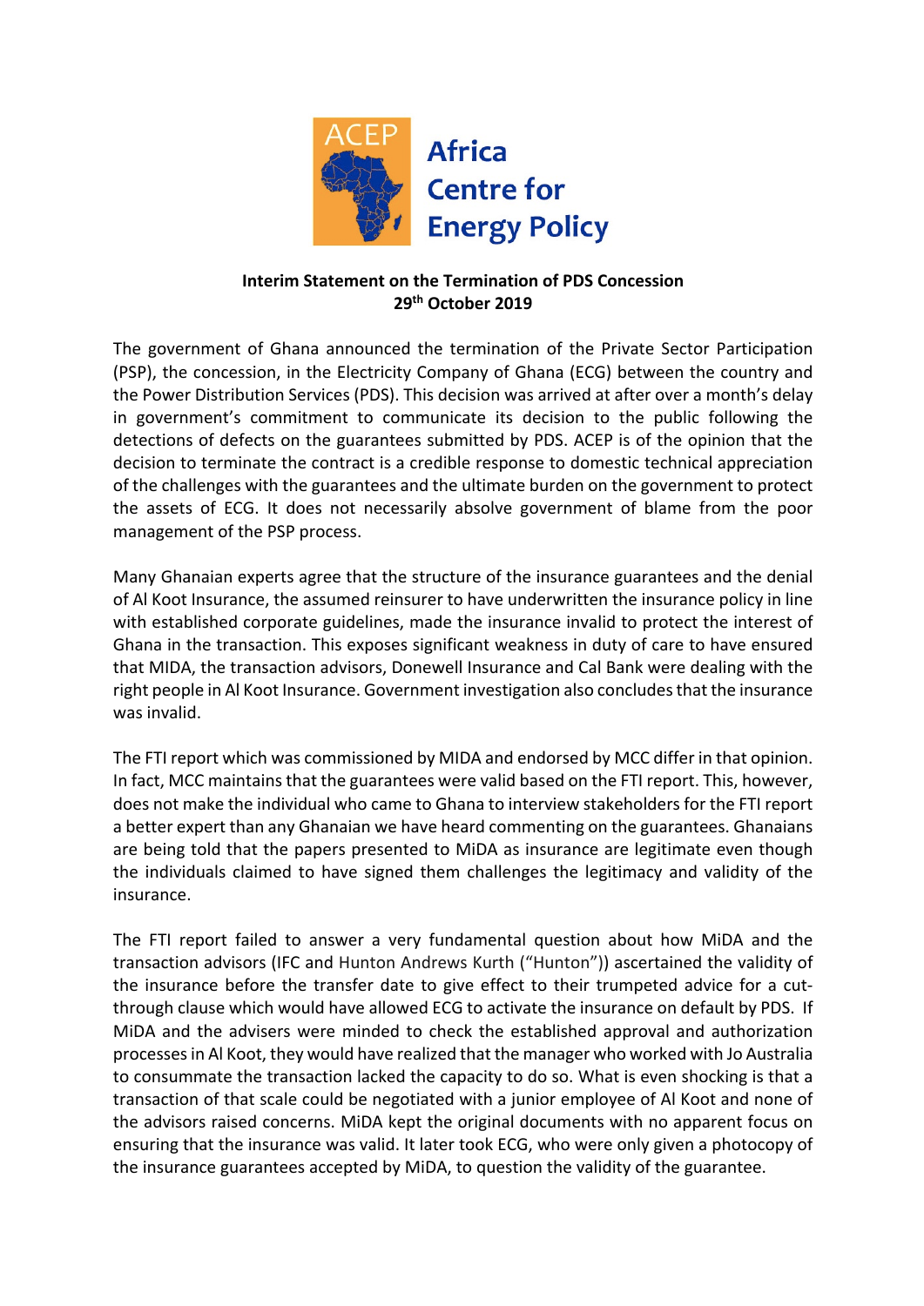ACEP

**Africa Centre for Energy Policy**

**Interim Statement on the Termination of PDS Concession**
**29th October 2019**

The government of Ghana announced the termination of the Private Sector Participation (PSP), the concession, in the Electricity Company of Ghana (ECG) between the country and the Power Distribution Services (PDS). This decision was arrived at after over a month's delay in government's commitment to communicate its decision to the public following the detections of defects on the guarantees submitted by PDS. ACEP is of the opinion that the decision to terminate the contract is a credible response to domestic technical appreciation of the challenges with the guarantees and the ultimate burden on the government to protect the assets of ECG. It does not necessarily absolve government of blame from the poor management of the PSP process.

Many Ghanaian experts agree that the structure of the insurance guarantees and the denial of Al Koot Insurance, the assumed reinsurer to have underwritten the insurance policy in line with established corporate guidelines, made the insurance invalid to protect the interest of Ghana in the transaction. This exposes significant weakness in duty of care to have ensured that MIDA, the transaction advisors, Donewell Insurance and Cal Bank were dealing with the right people in Al Koot Insurance. Government investigation also concludes that the insurance was invalid.

The FTI report which was commissioned by MIDA and endorsed by MCC differ in that opinion. In fact, MCC maintains that the guarantees were valid based on the FTI report. This, however, does not make the individual who came to Ghana to interview stakeholders for the FTI report a better expert than any Ghanaian we have heard commenting on the guarantees. Ghanaians are being told that the papers presented to MiDA as insurance are legitimate even though the individuals claimed to have signed them challenges the legitimacy and validity of the insurance.

The FTI report failed to answer a very fundamental question about how MiDA and the transaction advisors (IFC and Hunton Andrews Kurth ("Hunton")) ascertained the validity of the insurance before the transfer date to give effect to their trumpeted advice for a cut-through clause which would have allowed ECG to activate the insurance on default by PDS. If MiDA and the advisers were minded to check the established approval and authorization processes in Al Koot, they would have realized that the manager who worked with Jo Australia to consummate the transaction lacked the capacity to do so. What is even shocking is that a transaction of that scale could be negotiated with a junior employee of Al Koot and none of the advisors raised concerns. MiDA kept the original documents with no apparent focus on ensuring that the insurance was valid. It later took ECG, who were only given a photocopy of the insurance guarantees accepted by MiDA, to question the validity of the guarantee.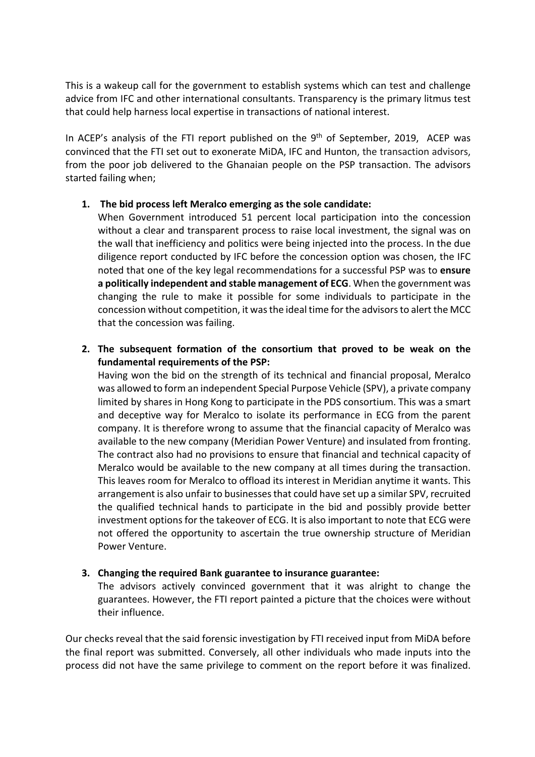This is a wakeup call for the government to establish systems which can test and challenge advice from IFC and other international consultants. Transparency is the primary litmus test that could help harness local expertise in transactions of national interest.

In ACEP's analysis of the FTI report published on the 9th of September, 2019, ACEP was convinced that the FTI set out to exonerate MiDA, IFC and Hunton, the transaction advisors, from the poor job delivered to the Ghanaian people on the PSP transaction. The advisors started failing when;

1. **The bid process left Meralco emerging as the sole candidate:**
   When Government introduced 51 percent local participation into the concession without a clear and transparent process to raise local investment, the signal was on the wall that inefficiency and politics were being injected into the process. In the due diligence report conducted by IFC before the concession option was chosen, the IFC noted that one of the key legal recommendations for a successful PSP was to **ensure a politically independent and stable management of ECG**. When the government was changing the rule to make it possible for some individuals to participate in the concession without competition, it was the ideal time for the advisors to alert the MCC that the concession was failing.

2. **The subsequent formation of the consortium that proved to be weak on the fundamental requirements of the PSP:**
   Having won the bid on the strength of its technical and financial proposal, Meralco was allowed to form an independent Special Purpose Vehicle (SPV), a private company limited by shares in Hong Kong to participate in the PDS consortium. This was a smart and deceptive way for Meralco to isolate its performance in ECG from the parent company. It is therefore wrong to assume that the financial capacity of Meralco was available to the new company (Meridian Power Venture) and insulated from fronting. The contract also had no provisions to ensure that financial and technical capacity of Meralco would be available to the new company at all times during the transaction. This leaves room for Meralco to offload its interest in Meridian anytime it wants. This arrangement is also unfair to businesses that could have set up a similar SPV, recruited the qualified technical hands to participate in the bid and possibly provide better investment options for the takeover of ECG. It is also important to note that ECG were not offered the opportunity to ascertain the true ownership structure of Meridian Power Venture.

3. **Changing the required Bank guarantee to insurance guarantee:**
   The advisors actively convinced government that it was alright to change the guarantees. However, the FTI report painted a picture that the choices were without their influence.

Our checks reveal that the said forensic investigation by FTI received input from MiDA before the final report was submitted. Conversely, all other individuals who made inputs into the process did not have the same privilege to comment on the report before it was finalized.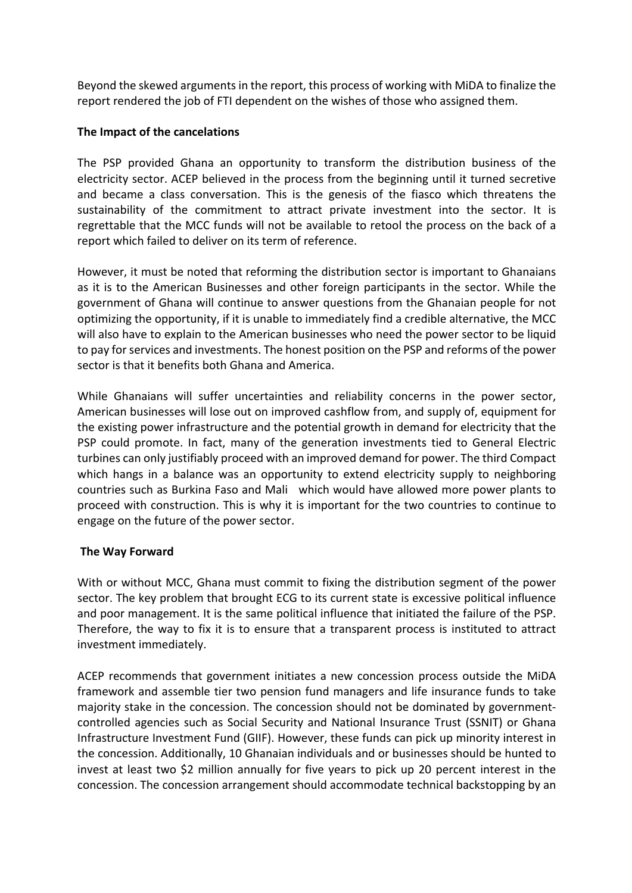Beyond the skewed arguments in the report, this process of working with MiDA to finalize the report rendered the job of FTI dependent on the wishes of those who assigned them.

**The Impact of the cancelations**

The PSP provided Ghana an opportunity to transform the distribution business of the electricity sector. ACEP believed in the process from the beginning until it turned secretive and became a class conversation. This is the genesis of the fiasco which threatens the sustainability of the commitment to attract private investment into the sector. It is regrettable that the MCC funds will not be available to retool the process on the back of a report which failed to deliver on its term of reference.

However, it must be noted that reforming the distribution sector is important to Ghanaians as it is to the American Businesses and other foreign participants in the sector. While the government of Ghana will continue to answer questions from the Ghanaian people for not optimizing the opportunity, if it is unable to immediately find a credible alternative, the MCC will also have to explain to the American businesses who need the power sector to be liquid to pay for services and investments. The honest position on the PSP and reforms of the power sector is that it benefits both Ghana and America.

While Ghanaians will suffer uncertainties and reliability concerns in the power sector, American businesses will lose out on improved cashflow from, and supply of, equipment for the existing power infrastructure and the potential growth in demand for electricity that the PSP could promote. In fact, many of the generation investments tied to General Electric turbines can only justifiably proceed with an improved demand for power. The third Compact which hangs in a balance was an opportunity to extend electricity supply to neighboring countries such as Burkina Faso and Mali which would have allowed more power plants to proceed with construction. This is why it is important for the two countries to continue to engage on the future of the power sector.

**The Way Forward**

With or without MCC, Ghana must commit to fixing the distribution segment of the power sector. The key problem that brought ECG to its current state is excessive political influence and poor management. It is the same political influence that initiated the failure of the PSP. Therefore, the way to fix it is to ensure that a transparent process is instituted to attract investment immediately.

ACEP recommends that government initiates a new concession process outside the MiDA framework and assemble tier two pension fund managers and life insurance funds to take majority stake in the concession. The concession should not be dominated by government-controlled agencies such as Social Security and National Insurance Trust (SSNIT) or Ghana Infrastructure Investment Fund (GIIF). However, these funds can pick up minority interest in the concession. Additionally, 10 Ghanaian individuals and or businesses should be hunted to invest at least two $2 million annually for five years to pick up 20 percent interest in the concession. The concession arrangement should accommodate technical backstopping by an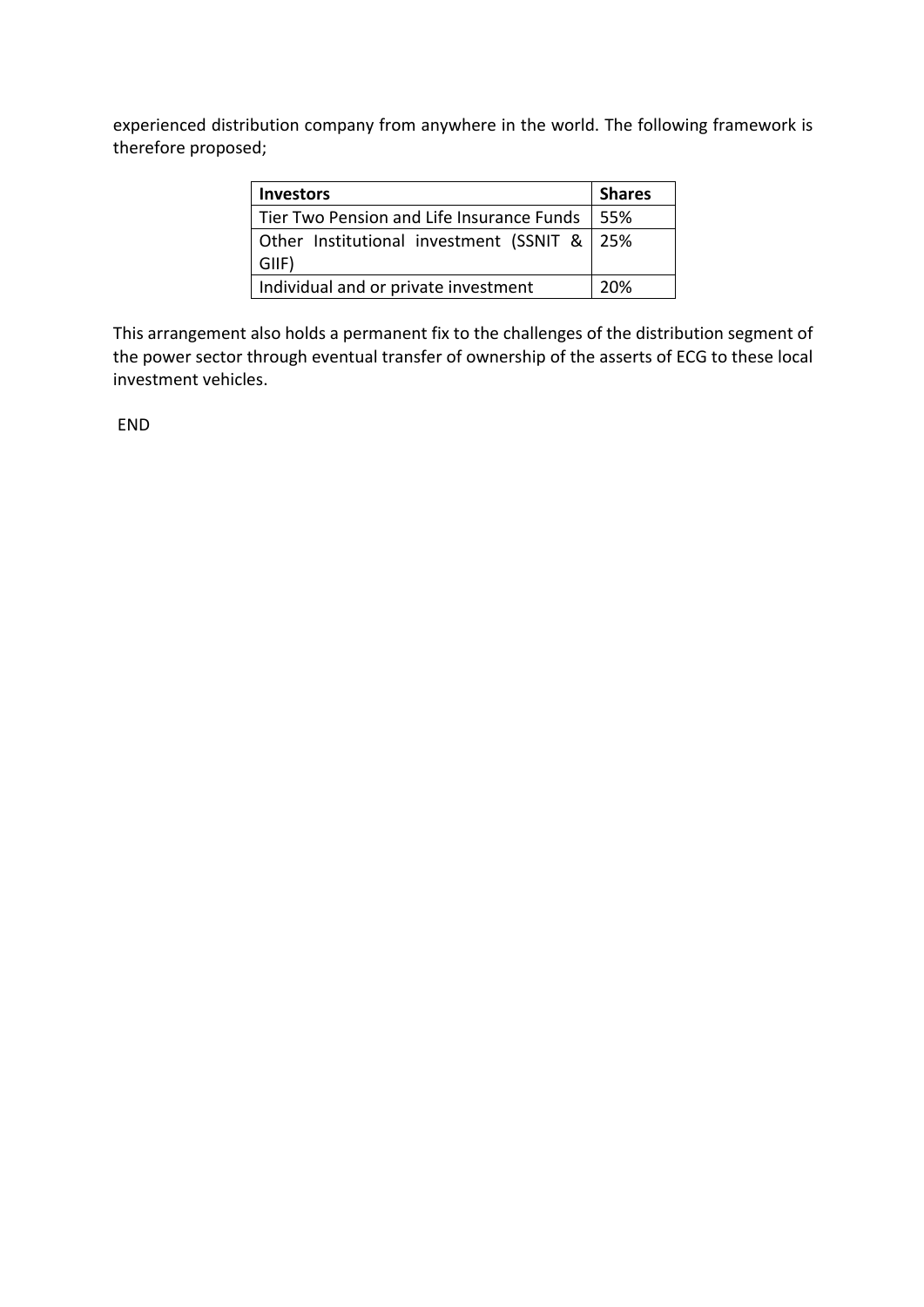experienced distribution company from anywhere in the world. The following framework is therefore proposed;

| **Investors** | **Shares** |
|---|---|
| Tier Two Pension and Life Insurance Funds | 55% |
| Other Institutional investment (SSNIT & GIIF) | 25% |
| Individual and or private investment | 20% |

This arrangement also holds a permanent fix to the challenges of the distribution segment of the power sector through eventual transfer of ownership of the asserts of ECG to these local investment vehicles.

END